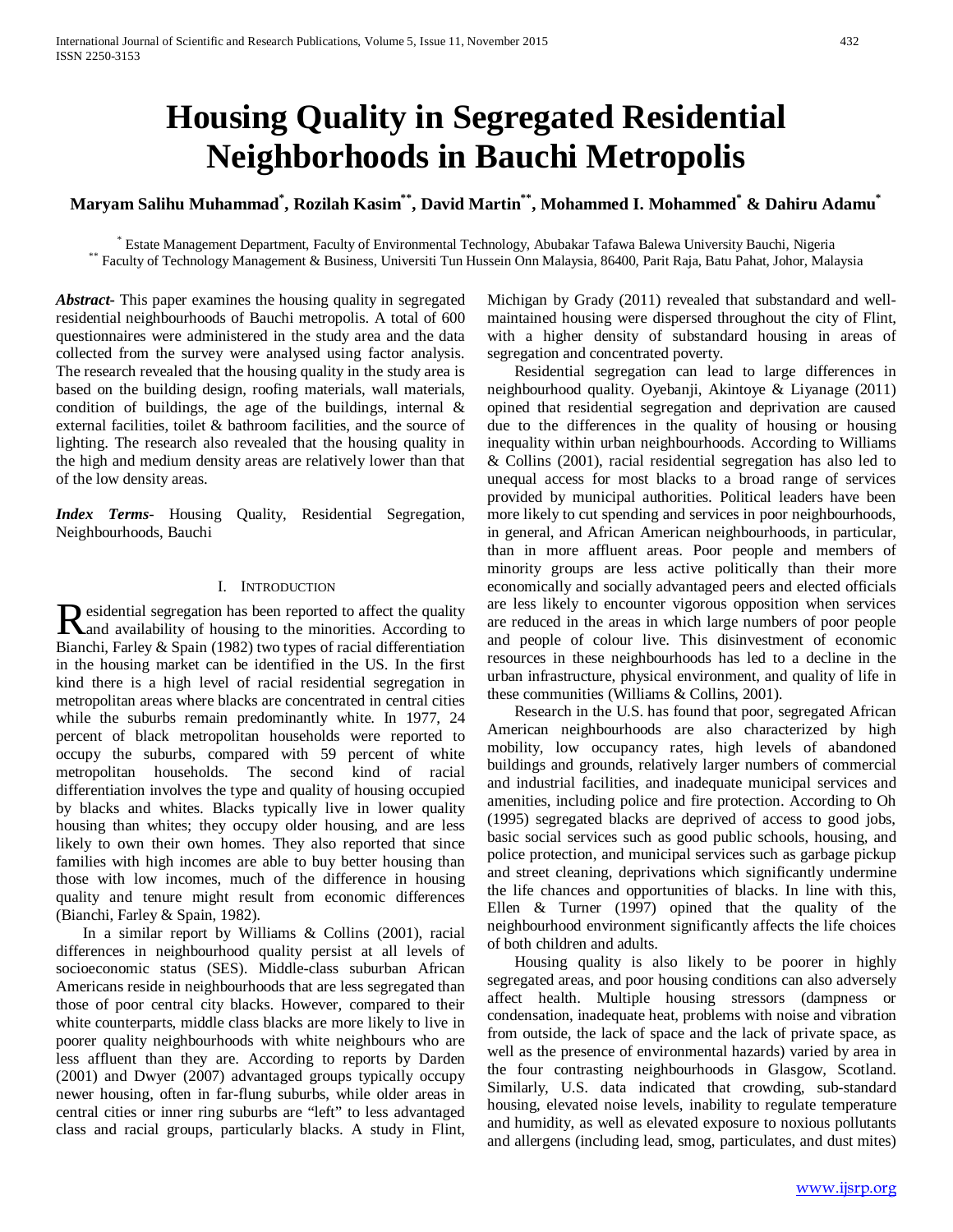# Housing Quality in Segregated Residential Neighborhoods in Bauchi Metropolis

**Maryam Salihu Muhammad[*], Rozilah Kasim[**], David Martin[**], Mohammed I. Mohammed[*] & Dahiru Adamu[*]**

[*] Estate Management Department, Faculty of Environmental Technology, Abubakar Tafawa Balewa University Bauchi, Nigeria
[**] Faculty of Technology Management & Business, Universiti Tun Hussein Onn Malaysia, 86400, Parit Raja, Batu Pahat, Johor, Malaysia

***Abstract***- This paper examines the housing quality in segregated residential neighbourhoods of Bauchi metropolis. A total of 600 questionnaires were administered in the study area and the data collected from the survey were analysed using factor analysis. The research revealed that the housing quality in the study area is based on the building design, roofing materials, wall materials, condition of buildings, the age of the buildings, internal & external facilities, toilet & bathroom facilities, and the source of lighting. The research also revealed that the housing quality in the high and medium density areas are relatively lower than that of the low density areas.

***Index Terms***- Housing Quality, Residential Segregation, Neighbourhoods, Bauchi

## I. Introduction

Residential segregation has been reported to affect the quality and availability of housing to the minorities. According to Bianchi, Farley & Spain (1982) two types of racial differentiation in the housing market can be identified in the US. In the first kind there is a high level of racial residential segregation in metropolitan areas where blacks are concentrated in central cities while the suburbs remain predominantly white. In 1977, 24 percent of black metropolitan households were reported to occupy the suburbs, compared with 59 percent of white metropolitan households. The second kind of racial differentiation involves the type and quality of housing occupied by blacks and whites. Blacks typically live in lower quality housing than whites; they occupy older housing, and are less likely to own their own homes. They also reported that since families with high incomes are able to buy better housing than those with low incomes, much of the difference in housing quality and tenure might result from economic differences (Bianchi, Farley & Spain, 1982).

In a similar report by Williams & Collins (2001), racial differences in neighbourhood quality persist at all levels of socioeconomic status (SES). Middle-class suburban African Americans reside in neighbourhoods that are less segregated than those of poor central city blacks. However, compared to their white counterparts, middle class blacks are more likely to live in poorer quality neighbourhoods with white neighbours who are less affluent than they are. According to reports by Darden (2001) and Dwyer (2007) advantaged groups typically occupy newer housing, often in far-flung suburbs, while older areas in central cities or inner ring suburbs are "left" to less advantaged class and racial groups, particularly blacks. A study in Flint, Michigan by Grady (2011) revealed that substandard and well-maintained housing were dispersed throughout the city of Flint, with a higher density of substandard housing in areas of segregation and concentrated poverty.

Residential segregation can lead to large differences in neighbourhood quality. Oyebanji, Akintoye & Liyanage (2011) opined that residential segregation and deprivation are caused due to the differences in the quality of housing or housing inequality within urban neighbourhoods. According to Williams & Collins (2001), racial residential segregation has also led to unequal access for most blacks to a broad range of services provided by municipal authorities. Political leaders have been more likely to cut spending and services in poor neighbourhoods, in general, and African American neighbourhoods, in particular, than in more affluent areas. Poor people and members of minority groups are less active politically than their more economically and socially advantaged peers and elected officials are less likely to encounter vigorous opposition when services are reduced in the areas in which large numbers of poor people and people of colour live. This disinvestment of economic resources in these neighbourhoods has led to a decline in the urban infrastructure, physical environment, and quality of life in these communities (Williams & Collins, 2001).

Research in the U.S. has found that poor, segregated African American neighbourhoods are also characterized by high mobility, low occupancy rates, high levels of abandoned buildings and grounds, relatively larger numbers of commercial and industrial facilities, and inadequate municipal services and amenities, including police and fire protection. According to Oh (1995) segregated blacks are deprived of access to good jobs, basic social services such as good public schools, housing, and police protection, and municipal services such as garbage pickup and street cleaning, deprivations which significantly undermine the life chances and opportunities of blacks. In line with this, Ellen & Turner (1997) opined that the quality of the neighbourhood environment significantly affects the life choices of both children and adults.

Housing quality is also likely to be poorer in highly segregated areas, and poor housing conditions can also adversely affect health. Multiple housing stressors (dampness or condensation, inadequate heat, problems with noise and vibration from outside, the lack of space and the lack of private space, as well as the presence of environmental hazards) varied by area in the four contrasting neighbourhoods in Glasgow, Scotland. Similarly, U.S. data indicated that crowding, sub-standard housing, elevated noise levels, inability to regulate temperature and humidity, as well as elevated exposure to noxious pollutants and allergens (including lead, smog, particulates, and dust mites)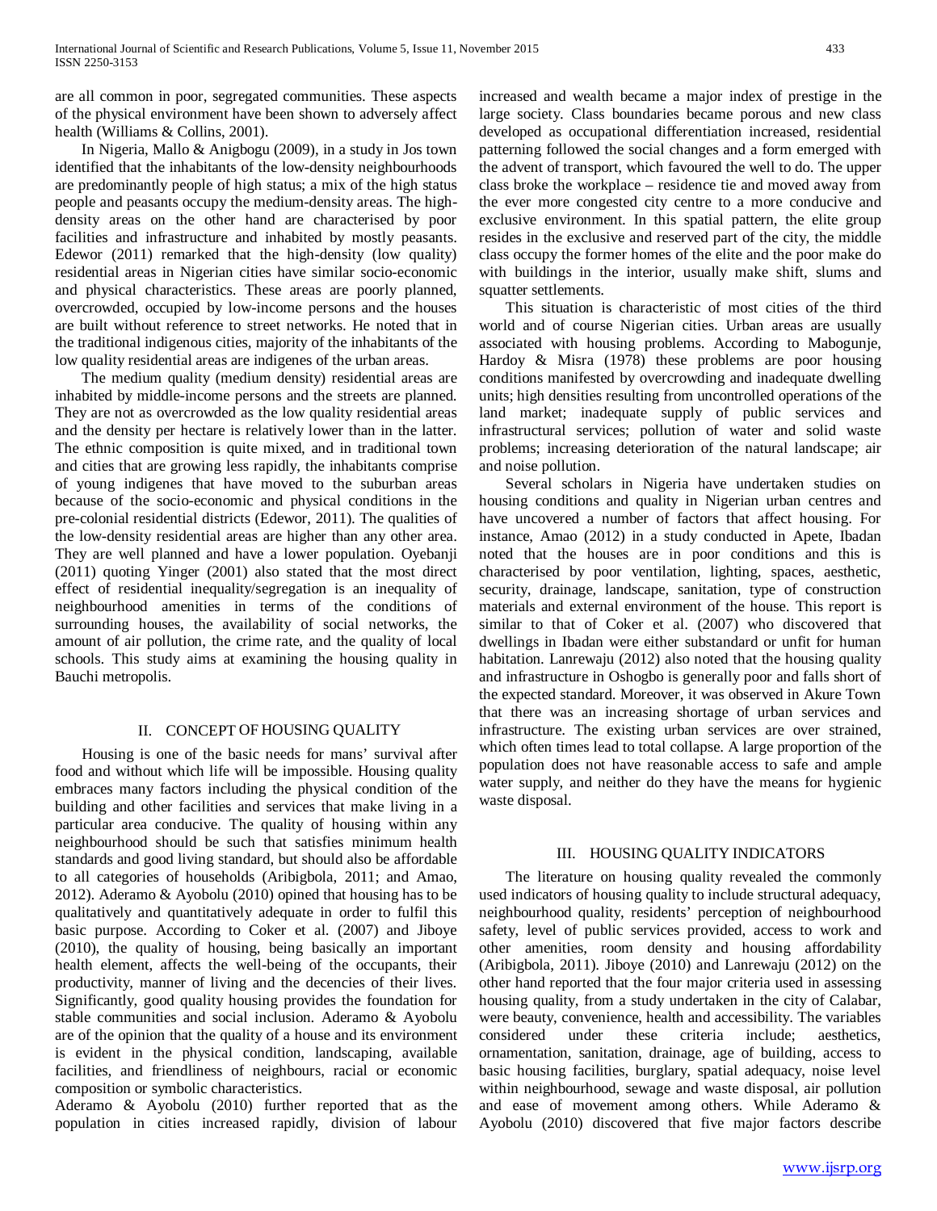are all common in poor, segregated communities. These aspects of the physical environment have been shown to adversely affect health (Williams & Collins, 2001).

In Nigeria, Mallo & Anigbogu (2009), in a study in Jos town identified that the inhabitants of the low-density neighbourhoods are predominantly people of high status; a mix of the high status people and peasants occupy the medium-density areas. The high-density areas on the other hand are characterised by poor facilities and infrastructure and inhabited by mostly peasants. Edewor (2011) remarked that the high-density (low quality) residential areas in Nigerian cities have similar socio-economic and physical characteristics. These areas are poorly planned, overcrowded, occupied by low-income persons and the houses are built without reference to street networks. He noted that in the traditional indigenous cities, majority of the inhabitants of the low quality residential areas are indigenes of the urban areas.

The medium quality (medium density) residential areas are inhabited by middle-income persons and the streets are planned. They are not as overcrowded as the low quality residential areas and the density per hectare is relatively lower than in the latter. The ethnic composition is quite mixed, and in traditional town and cities that are growing less rapidly, the inhabitants comprise of young indigenes that have moved to the suburban areas because of the socio-economic and physical conditions in the pre-colonial residential districts (Edewor, 2011). The qualities of the low-density residential areas are higher than any other area. They are well planned and have a lower population. Oyebanji (2011) quoting Yinger (2001) also stated that the most direct effect of residential inequality/segregation is an inequality of neighbourhood amenities in terms of the conditions of surrounding houses, the availability of social networks, the amount of air pollution, the crime rate, and the quality of local schools. This study aims at examining the housing quality in Bauchi metropolis.

## II. CONCEPT OF HOUSING QUALITY

Housing is one of the basic needs for mans' survival after food and without which life will be impossible. Housing quality embraces many factors including the physical condition of the building and other facilities and services that make living in a particular area conducive. The quality of housing within any neighbourhood should be such that satisfies minimum health standards and good living standard, but should also be affordable to all categories of households (Aribigbola, 2011; and Amao, 2012). Aderamo & Ayobolu (2010) opined that housing has to be qualitatively and quantitatively adequate in order to fulfil this basic purpose. According to Coker et al. (2007) and Jiboye (2010), the quality of housing, being basically an important health element, affects the well-being of the occupants, their productivity, manner of living and the decencies of their lives. Significantly, good quality housing provides the foundation for stable communities and social inclusion. Aderamo & Ayobolu are of the opinion that the quality of a house and its environment is evident in the physical condition, landscaping, available facilities, and friendliness of neighbours, racial or economic composition or symbolic characteristics.

Aderamo & Ayobolu (2010) further reported that as the population in cities increased rapidly, division of labour increased and wealth became a major index of prestige in the large society. Class boundaries became porous and new class developed as occupational differentiation increased, residential patterning followed the social changes and a form emerged with the advent of transport, which favoured the well to do. The upper class broke the workplace – residence tie and moved away from the ever more congested city centre to a more conducive and exclusive environment. In this spatial pattern, the elite group resides in the exclusive and reserved part of the city, the middle class occupy the former homes of the elite and the poor make do with buildings in the interior, usually make shift, slums and squatter settlements.

This situation is characteristic of most cities of the third world and of course Nigerian cities. Urban areas are usually associated with housing problems. According to Mabogunje, Hardoy & Misra (1978) these problems are poor housing conditions manifested by overcrowding and inadequate dwelling units; high densities resulting from uncontrolled operations of the land market; inadequate supply of public services and infrastructural services; pollution of water and solid waste problems; increasing deterioration of the natural landscape; air and noise pollution.

Several scholars in Nigeria have undertaken studies on housing conditions and quality in Nigerian urban centres and have uncovered a number of factors that affect housing. For instance, Amao (2012) in a study conducted in Apete, Ibadan noted that the houses are in poor conditions and this is characterised by poor ventilation, lighting, spaces, aesthetic, security, drainage, landscape, sanitation, type of construction materials and external environment of the house. This report is similar to that of Coker et al. (2007) who discovered that dwellings in Ibadan were either substandard or unfit for human habitation. Lanrewaju (2012) also noted that the housing quality and infrastructure in Oshogbo is generally poor and falls short of the expected standard. Moreover, it was observed in Akure Town that there was an increasing shortage of urban services and infrastructure. The existing urban services are over strained, which often times lead to total collapse. A large proportion of the population does not have reasonable access to safe and ample water supply, and neither do they have the means for hygienic waste disposal.

## III. HOUSING QUALITY INDICATORS

The literature on housing quality revealed the commonly used indicators of housing quality to include structural adequacy, neighbourhood quality, residents' perception of neighbourhood safety, level of public services provided, access to work and other amenities, room density and housing affordability (Aribigbola, 2011). Jiboye (2010) and Lanrewaju (2012) on the other hand reported that the four major criteria used in assessing housing quality, from a study undertaken in the city of Calabar, were beauty, convenience, health and accessibility. The variables considered under these criteria include; aesthetics, ornamentation, sanitation, drainage, age of building, access to basic housing facilities, burglary, spatial adequacy, noise level within neighbourhood, sewage and waste disposal, air pollution and ease of movement among others. While Aderamo & Ayobolu (2010) discovered that five major factors describe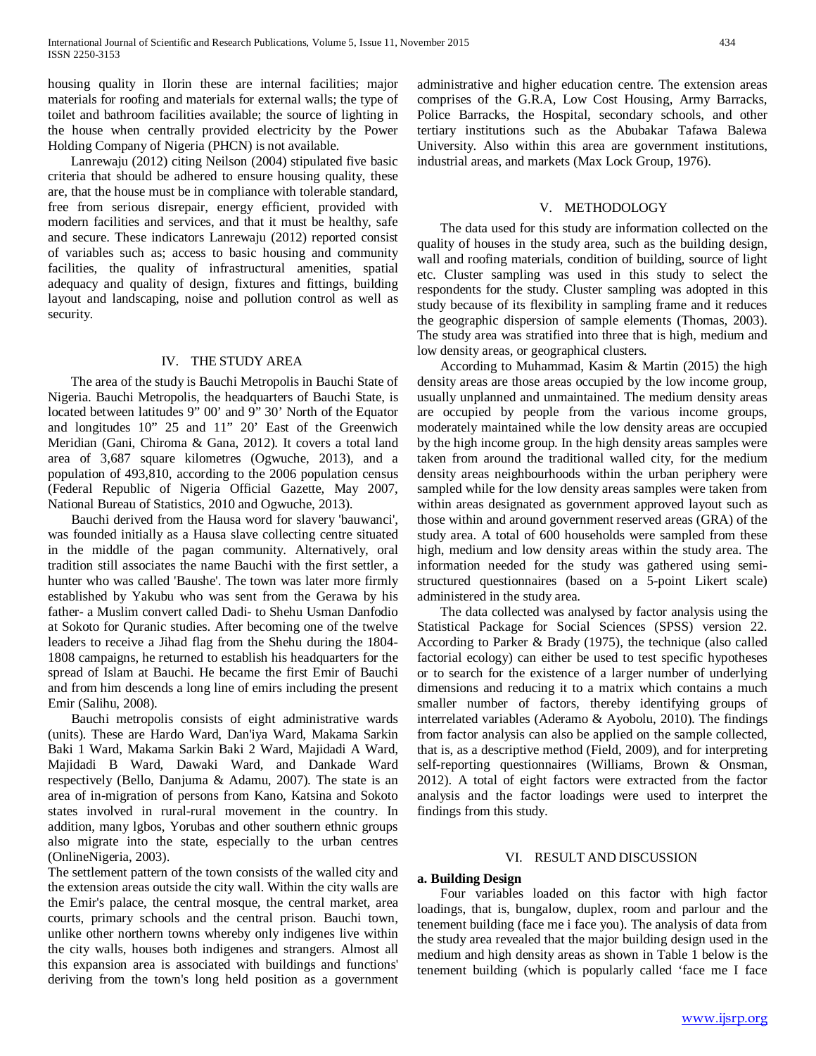housing quality in Ilorin these are internal facilities; major materials for roofing and materials for external walls; the type of toilet and bathroom facilities available; the source of lighting in the house when centrally provided electricity by the Power Holding Company of Nigeria (PHCN) is not available.

Lanrewaju (2012) citing Neilson (2004) stipulated five basic criteria that should be adhered to ensure housing quality, these are, that the house must be in compliance with tolerable standard, free from serious disrepair, energy efficient, provided with modern facilities and services, and that it must be healthy, safe and secure. These indicators Lanrewaju (2012) reported consist of variables such as; access to basic housing and community facilities, the quality of infrastructural amenities, spatial adequacy and quality of design, fixtures and fittings, building layout and landscaping, noise and pollution control as well as security.

## IV. THE STUDY AREA

The area of the study is Bauchi Metropolis in Bauchi State of Nigeria. Bauchi Metropolis, the headquarters of Bauchi State, is located between latitudes 9" 00' and 9" 30' North of the Equator and longitudes 10" 25 and 11" 20' East of the Greenwich Meridian (Gani, Chiroma & Gana, 2012). It covers a total land area of 3,687 square kilometres (Ogwuche, 2013), and a population of 493,810, according to the 2006 population census (Federal Republic of Nigeria Official Gazette, May 2007, National Bureau of Statistics, 2010 and Ogwuche, 2013).

Bauchi derived from the Hausa word for slavery 'bauwanci', was founded initially as a Hausa slave collecting centre situated in the middle of the pagan community. Alternatively, oral tradition still associates the name Bauchi with the first settler, a hunter who was called 'Baushe'. The town was later more firmly established by Yakubu who was sent from the Gerawa by his father- a Muslim convert called Dadi- to Shehu Usman Danfodio at Sokoto for Quranic studies. After becoming one of the twelve leaders to receive a Jihad flag from the Shehu during the 1804-1808 campaigns, he returned to establish his headquarters for the spread of Islam at Bauchi. He became the first Emir of Bauchi and from him descends a long line of emirs including the present Emir (Salihu, 2008).

Bauchi metropolis consists of eight administrative wards (units). These are Hardo Ward, Dan'iya Ward, Makama Sarkin Baki 1 Ward, Makama Sarkin Baki 2 Ward, Majidadi A Ward, Majidadi B Ward, Dawaki Ward, and Dankade Ward respectively (Bello, Danjuma & Adamu, 2007). The state is an area of in-migration of persons from Kano, Katsina and Sokoto states involved in rural-rural movement in the country. In addition, many lgbos, Yorubas and other southern ethnic groups also migrate into the state, especially to the urban centres (OnlineNigeria, 2003).

The settlement pattern of the town consists of the walled city and the extension areas outside the city wall. Within the city walls are the Emir's palace, the central mosque, the central market, area courts, primary schools and the central prison. Bauchi town, unlike other northern towns whereby only indigenes live within the city walls, houses both indigenes and strangers. Almost all this expansion area is associated with buildings and functions' deriving from the town's long held position as a government administrative and higher education centre. The extension areas comprises of the G.R.A, Low Cost Housing, Army Barracks, Police Barracks, the Hospital, secondary schools, and other tertiary institutions such as the Abubakar Tafawa Balewa University. Also within this area are government institutions, industrial areas, and markets (Max Lock Group, 1976).

## V. METHODOLOGY

The data used for this study are information collected on the quality of houses in the study area, such as the building design, wall and roofing materials, condition of building, source of light etc. Cluster sampling was used in this study to select the respondents for the study. Cluster sampling was adopted in this study because of its flexibility in sampling frame and it reduces the geographic dispersion of sample elements (Thomas, 2003). The study area was stratified into three that is high, medium and low density areas, or geographical clusters.

According to Muhammad, Kasim & Martin (2015) the high density areas are those areas occupied by the low income group, usually unplanned and unmaintained. The medium density areas are occupied by people from the various income groups, moderately maintained while the low density areas are occupied by the high income group. In the high density areas samples were taken from around the traditional walled city, for the medium density areas neighbourhoods within the urban periphery were sampled while for the low density areas samples were taken from within areas designated as government approved layout such as those within and around government reserved areas (GRA) of the study area. A total of 600 households were sampled from these high, medium and low density areas within the study area. The information needed for the study was gathered using semi-structured questionnaires (based on a 5-point Likert scale) administered in the study area.

The data collected was analysed by factor analysis using the Statistical Package for Social Sciences (SPSS) version 22. According to Parker & Brady (1975), the technique (also called factorial ecology) can either be used to test specific hypotheses or to search for the existence of a larger number of underlying dimensions and reducing it to a matrix which contains a much smaller number of factors, thereby identifying groups of interrelated variables (Aderamo & Ayobolu, 2010). The findings from factor analysis can also be applied on the sample collected, that is, as a descriptive method (Field, 2009), and for interpreting self-reporting questionnaires (Williams, Brown & Onsman, 2012). A total of eight factors were extracted from the factor analysis and the factor loadings were used to interpret the findings from this study.

## VI. RESULT AND DISCUSSION

### a. Building Design

Four variables loaded on this factor with high factor loadings, that is, bungalow, duplex, room and parlour and the tenement building (face me i face you). The analysis of data from the study area revealed that the major building design used in the medium and high density areas as shown in Table 1 below is the tenement building (which is popularly called 'face me I face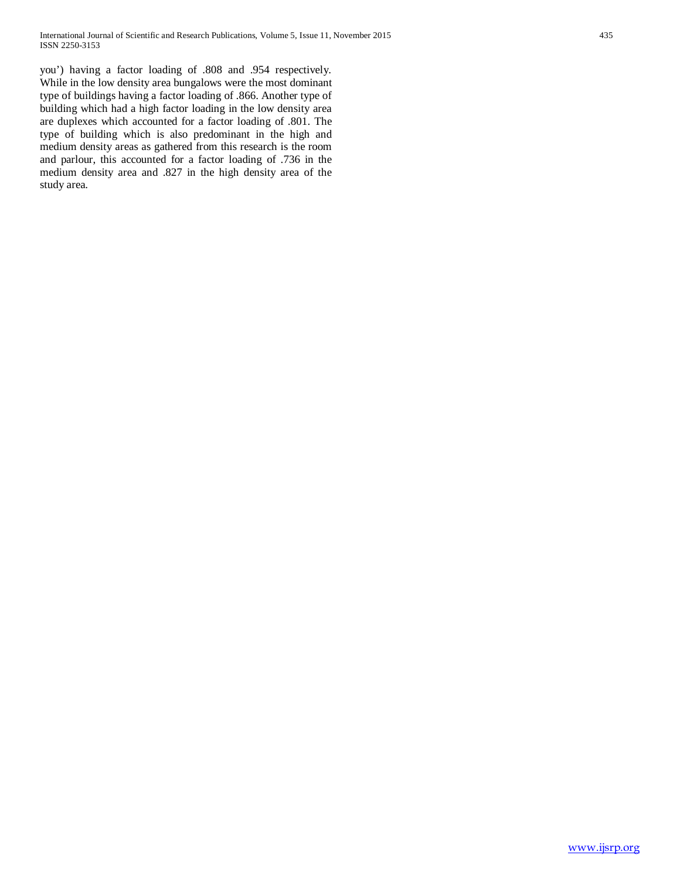you') having a factor loading of .808 and .954 respectively. While in the low density area bungalows were the most dominant type of buildings having a factor loading of .866. Another type of building which had a high factor loading in the low density area are duplexes which accounted for a factor loading of .801. The type of building which is also predominant in the high and medium density areas as gathered from this research is the room and parlour, this accounted for a factor loading of .736 in the medium density area and .827 in the high density area of the study area.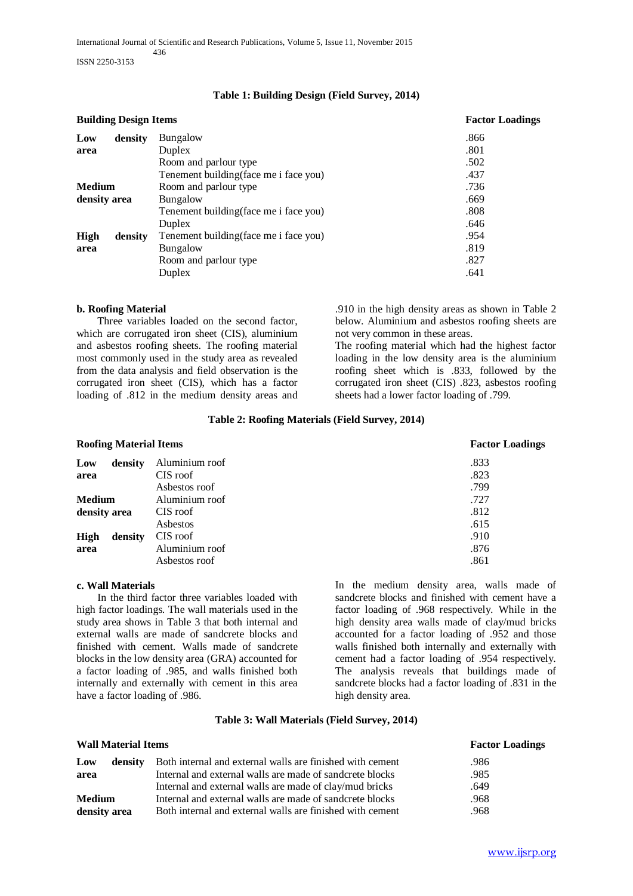**Table 1: Building Design (Field Survey, 2014)**

| Building Design Items | | Factor Loadings |
|---|---|---|
| Low density area | Bungalow | .866 |
| | Duplex | .801 |
| | Room and parlour type | .502 |
| | Tenement building(face me i face you) | .437 |
| Medium density area | Room and parlour type | .736 |
| | Bungalow | .669 |
| | Tenement building(face me i face you) | .808 |
| | Duplex | .646 |
| High density area | Tenement building(face me i face you) | .954 |
| | Bungalow | .819 |
| | Room and parlour type | .827 |
| | Duplex | .641 |

**b. Roofing Material**

Three variables loaded on the second factor, which are corrugated iron sheet (CIS), aluminium and asbestos roofing sheets. The roofing material most commonly used in the study area as revealed from the data analysis and field observation is the corrugated iron sheet (CIS), which has a factor loading of .812 in the medium density areas and .910 in the high density areas as shown in Table 2 below. Aluminium and asbestos roofing sheets are not very common in these areas.

The roofing material which had the highest factor loading in the low density area is the aluminium roofing sheet which is .833, followed by the corrugated iron sheet (CIS) .823, asbestos roofing sheets had a lower factor loading of .799.

**Table 2: Roofing Materials (Field Survey, 2014)**

| Roofing Material Items | | Factor Loadings |
|---|---|---|
| Low density area | Aluminium roof | .833 |
| | CIS roof | .823 |
| | Asbestos roof | .799 |
| Medium density area | Aluminium roof | .727 |
| | CIS roof | .812 |
| | Asbestos | .615 |
| High density area | CIS roof | .910 |
| | Aluminium roof | .876 |
| | Asbestos roof | .861 |

**c. Wall Materials**

In the third factor three variables loaded with high factor loadings. The wall materials used in the study area shows in Table 3 that both internal and external walls are made of sandcrete blocks and finished with cement. Walls made of sandcrete blocks in the low density area (GRA) accounted for a factor loading of .985, and walls finished both internally and externally with cement in this area have a factor loading of .986.

In the medium density area, walls made of sandcrete blocks and finished with cement have a factor loading of .968 respectively. While in the high density area walls made of clay/mud bricks accounted for a factor loading of .952 and those walls finished both internally and externally with cement had a factor loading of .954 respectively. The analysis reveals that buildings made of sandcrete blocks had a factor loading of .831 in the high density area.

**Table 3: Wall Materials (Field Survey, 2014)**

| Wall Material Items | | Factor Loadings |
|---|---|---|
| Low density area | Both internal and external walls are finished with cement | .986 |
| | Internal and external walls are made of sandcrete blocks | .985 |
| | Internal and external walls are made of clay/mud bricks | .649 |
| Medium density area | Internal and external walls are made of sandcrete blocks | .968 |
| | Both internal and external walls are finished with cement | .968 |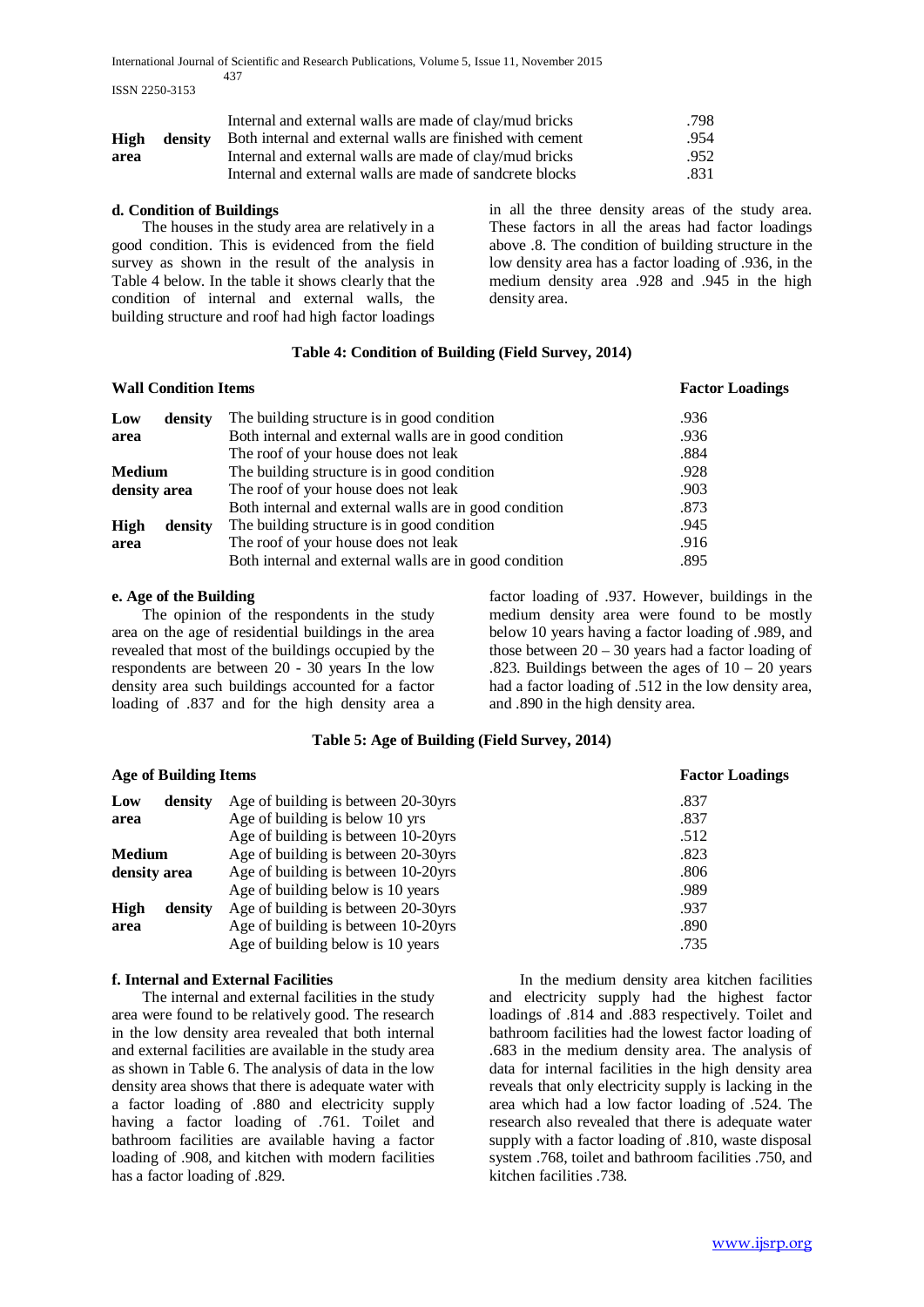| | | |
|---|---|---|
| | Internal and external walls are made of clay/mud bricks | .798 |
| **High density area** | Both internal and external walls are finished with cement | .954 |
| | Internal and external walls are made of clay/mud bricks | .952 |
| | Internal and external walls are made of sandcrete blocks | .831 |

**d. Condition of Buildings**

The houses in the study area are relatively in a good condition. This is evidenced from the field survey as shown in the result of the analysis in Table 4 below. In the table it shows clearly that the condition of internal and external walls, the building structure and roof had high factor loadings in all the three density areas of the study area. These factors in all the areas had factor loadings above .8. The condition of building structure in the low density area has a factor loading of .936, in the medium density area .928 and .945 in the high density area.

**Table 4: Condition of Building (Field Survey, 2014)**

| **Wall Condition Items** | | **Factor Loadings** |
|---|---|---|
| **Low density area** | The building structure is in good condition | .936 |
| | Both internal and external walls are in good condition | .936 |
| | The roof of your house does not leak | .884 |
| **Medium density area** | The building structure is in good condition | .928 |
| | The roof of your house does not leak | .903 |
| | Both internal and external walls are in good condition | .873 |
| **High density area** | The building structure is in good condition | .945 |
| | The roof of your house does not leak | .916 |
| | Both internal and external walls are in good condition | .895 |

**e. Age of the Building**

The opinion of the respondents in the study area on the age of residential buildings in the area revealed that most of the buildings occupied by the respondents are between 20 - 30 years In the low density area such buildings accounted for a factor loading of .837 and for the high density area a factor loading of .937. However, buildings in the medium density area were found to be mostly below 10 years having a factor loading of .989, and those between 20 – 30 years had a factor loading of .823. Buildings between the ages of 10 – 20 years had a factor loading of .512 in the low density area, and .890 in the high density area.

**Table 5: Age of Building (Field Survey, 2014)**

| **Age of Building Items** | | **Factor Loadings** |
|---|---|---|
| **Low density area** | Age of building is between 20-30yrs | .837 |
| | Age of building is below 10 yrs | .837 |
| | Age of building is between 10-20yrs | .512 |
| **Medium density area** | Age of building is between 20-30yrs | .823 |
| | Age of building is between 10-20yrs | .806 |
| | Age of building below is 10 years | .989 |
| **High density area** | Age of building is between 20-30yrs | .937 |
| | Age of building is between 10-20yrs | .890 |
| | Age of building below is 10 years | .735 |

**f. Internal and External Facilities**

The internal and external facilities in the study area were found to be relatively good. The research in the low density area revealed that both internal and external facilities are available in the study area as shown in Table 6. The analysis of data in the low density area shows that there is adequate water with a factor loading of .880 and electricity supply having a factor loading of .761. Toilet and bathroom facilities are available having a factor loading of .908, and kitchen with modern facilities has a factor loading of .829.

In the medium density area kitchen facilities and electricity supply had the highest factor loadings of .814 and .883 respectively. Toilet and bathroom facilities had the lowest factor loading of .683 in the medium density area. The analysis of data for internal facilities in the high density area reveals that only electricity supply is lacking in the area which had a low factor loading of .524. The research also revealed that there is adequate water supply with a factor loading of .810, waste disposal system .768, toilet and bathroom facilities .750, and kitchen facilities .738.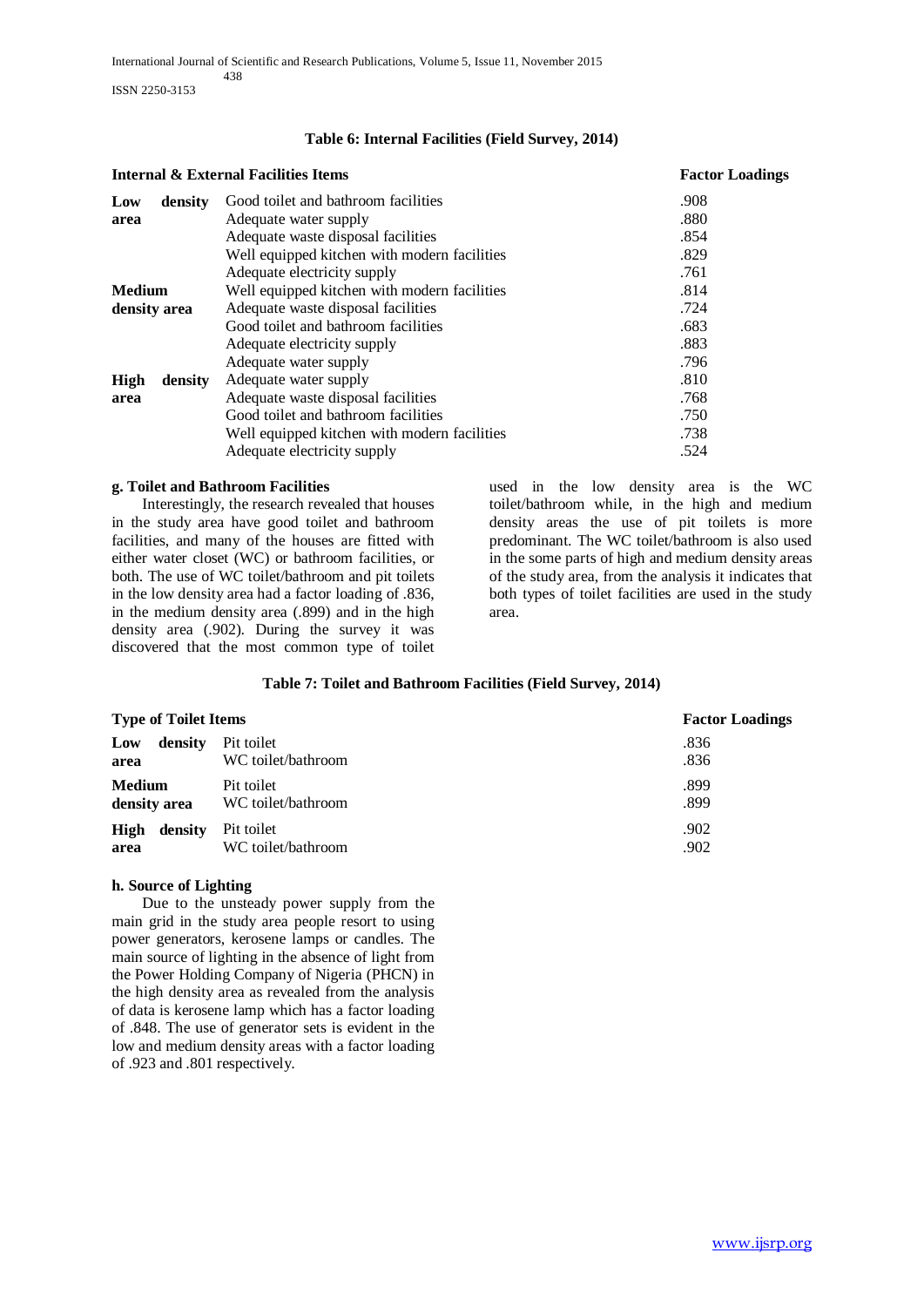**Table 6: Internal Facilities (Field Survey, 2014)**

| Internal & External Facilities Items | | Factor Loadings |
|---|---|---|
| Low density area | Good toilet and bathroom facilities | .908 |
| | Adequate water supply | .880 |
| | Adequate waste disposal facilities | .854 |
| | Well equipped kitchen with modern facilities | .829 |
| | Adequate electricity supply | .761 |
| Medium density area | Well equipped kitchen with modern facilities | .814 |
| | Adequate waste disposal facilities | .724 |
| | Good toilet and bathroom facilities | .683 |
| | Adequate electricity supply | .883 |
| | Adequate water supply | .796 |
| High density area | Adequate water supply | .810 |
| | Adequate waste disposal facilities | .768 |
| | Good toilet and bathroom facilities | .750 |
| | Well equipped kitchen with modern facilities | .738 |
| | Adequate electricity supply | .524 |

**g. Toilet and Bathroom Facilities**

Interestingly, the research revealed that houses in the study area have good toilet and bathroom facilities, and many of the houses are fitted with either water closet (WC) or bathroom facilities, or both. The use of WC toilet/bathroom and pit toilets in the low density area had a factor loading of .836, in the medium density area (.899) and in the high density area (.902). During the survey it was discovered that the most common type of toilet used in the low density area is the WC toilet/bathroom while, in the high and medium density areas the use of pit toilets is more predominant. The WC toilet/bathroom is also used in the some parts of high and medium density areas of the study area, from the analysis it indicates that both types of toilet facilities are used in the study area.

**Table 7: Toilet and Bathroom Facilities (Field Survey, 2014)**

| Type of Toilet Items | | Factor Loadings |
|---|---|---|
| Low density area | Pit toilet | .836 |
| | WC toilet/bathroom | .836 |
| Medium density area | Pit toilet | .899 |
| | WC toilet/bathroom | .899 |
| High density area | Pit toilet | .902 |
| | WC toilet/bathroom | .902 |

**h. Source of Lighting**

Due to the unsteady power supply from the main grid in the study area people resort to using power generators, kerosene lamps or candles. The main source of lighting in the absence of light from the Power Holding Company of Nigeria (PHCN) in the high density area as revealed from the analysis of data is kerosene lamp which has a factor loading of .848. The use of generator sets is evident in the low and medium density areas with a factor loading of .923 and .801 respectively.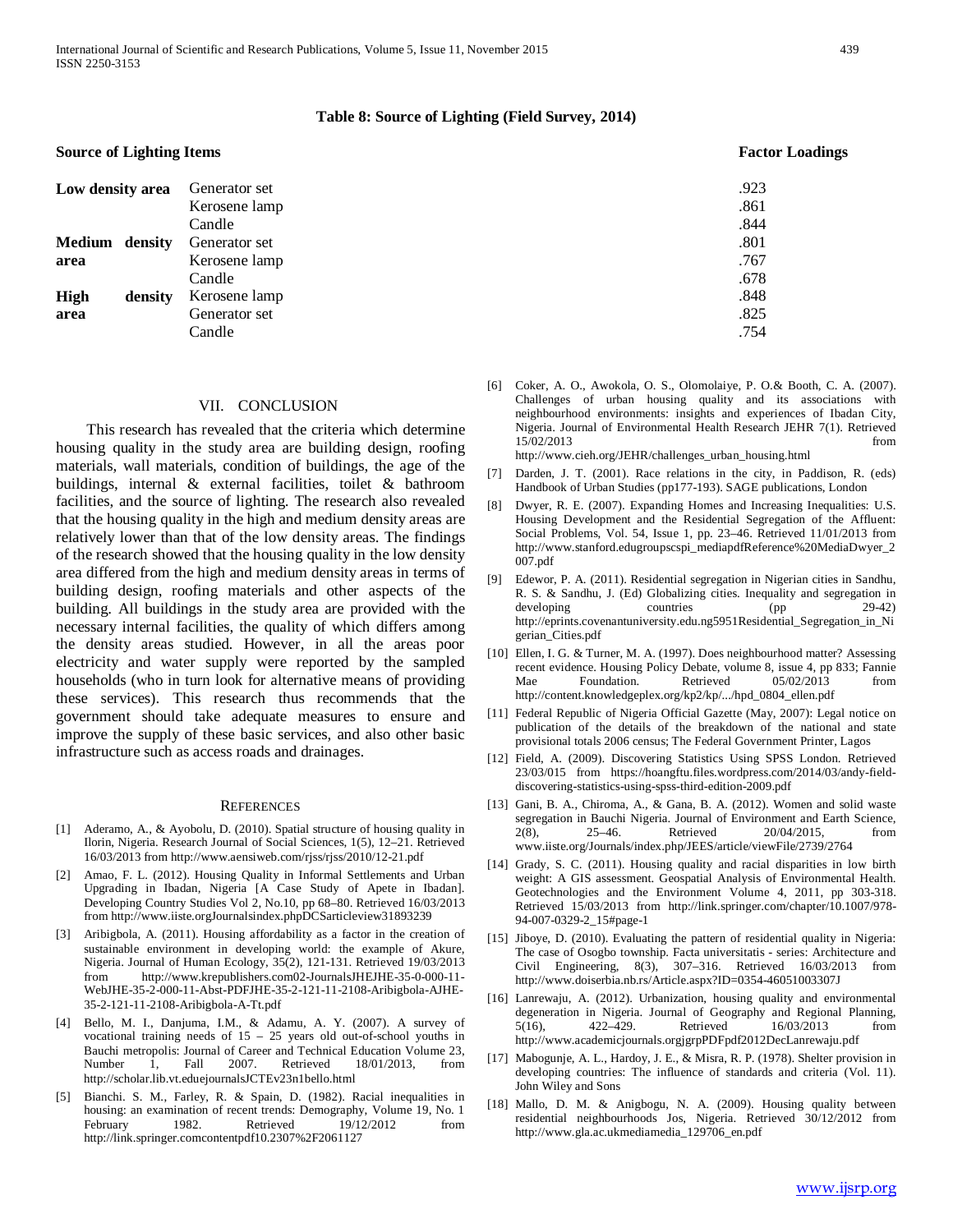**Table 8: Source of Lighting (Field Survey, 2014)**

| Source of Lighting Items | | Factor Loadings |
|---|---|---|
| **Low density area** | Generator set | .923 |
| | Kerosene lamp | .861 |
| | Candle | .844 |
| **Medium density area** | Generator set | .801 |
| | Kerosene lamp | .767 |
| | Candle | .678 |
| **High density area** | Kerosene lamp | .848 |
| | Generator set | .825 |
| | Candle | .754 |

## VII. Conclusion

This research has revealed that the criteria which determine housing quality in the study area are building design, roofing materials, wall materials, condition of buildings, the age of the buildings, internal & external facilities, toilet & bathroom facilities, and the source of lighting. The research also revealed that the housing quality in the high and medium density areas are relatively lower than that of the low density areas. The findings of the research showed that the housing quality in the low density area differed from the high and medium density areas in terms of building design, roofing materials and other aspects of the building. All buildings in the study area are provided with the necessary internal facilities, the quality of which differs among the density areas studied. However, in all the areas poor electricity and water supply were reported by the sampled households (who in turn look for alternative means of providing these services). This research thus recommends that the government should take adequate measures to ensure and improve the supply of these basic services, and also other basic infrastructure such as access roads and drainages.

## References

[1] Aderamo, A., & Ayobolu, D. (2010). Spatial structure of housing quality in Ilorin, Nigeria. Research Journal of Social Sciences, 1(5), 12–21. Retrieved 16/03/2013 from http://www.aensiweb.com/rjss/rjss/2010/12-21.pdf

[2] Amao, F. L. (2012). Housing Quality in Informal Settlements and Urban Upgrading in Ibadan, Nigeria [A Case Study of Apete in Ibadan]. Developing Country Studies Vol 2, No.10, pp 68–80. Retrieved 16/03/2013 from http://www.iiste.orgJournalsindex.phpDCSarticleview31893239

[3] Aribigbola, A. (2011). Housing affordability as a factor in the creation of sustainable environment in developing world: the example of Akure, Nigeria. Journal of Human Ecology, 35(2), 121-131. Retrieved 19/03/2013 from http://www.krepublishers.com02-JournalsJHEJHE-35-0-000-11-WebJHE-35-2-000-11-Abst-PDFJHE-35-2-121-11-2108-Aribigbola-AJHE-35-2-121-11-2108-Aribigbola-A-Tt.pdf

[4] Bello, M. I., Danjuma, I.M., & Adamu, A. Y. (2007). A survey of vocational training needs of 15 – 25 years old out-of-school youths in Bauchi metropolis: Journal of Career and Technical Education Volume 23, Number 1, Fall 2007. Retrieved 18/01/2013, from http://scholar.lib.vt.edujournalsJCTEv23n1bello.html

[5] Bianchi. S. M., Farley, R. & Spain, D. (1982). Racial inequalities in housing: an examination of recent trends: Demography, Volume 19, No. 1 February 1982. Retrieved 19/12/2012 from http://link.springer.comcontentpdf10.2307%2F2061127

[6] Coker, A. O., Awokola, O. S., Olomolaiye, P. O.& Booth, C. A. (2007). Challenges of urban housing quality and its associations with neighbourhood environments: insights and experiences of Ibadan City, Nigeria. Journal of Environmental Health Research JEHR 7(1). Retrieved 15/02/2013 from http://www.cieh.org/JEHR/challenges_urban_housing.html

[7] Darden, J. T. (2001). Race relations in the city, in Paddison, R. (eds) Handbook of Urban Studies (pp177-193). SAGE publications, London

[8] Dwyer, R. E. (2007). Expanding Homes and Increasing Inequalities: U.S. Housing Development and the Residential Segregation of the Affluent: Social Problems, Vol. 54, Issue 1, pp. 23–46. Retrieved 11/01/2013 from http://www.stanford.edugroupscspi_mediapdfReference%20MediaDwyer_2007.pdf

[9] Edewor, P. A. (2011). Residential segregation in Nigerian cities in Sandhu, R. S. & Sandhu, J. (Ed) Globalizing cities. Inequality and segregation in developing countries (pp 29-42) http://eprints.covenantuniversity.edu.ng5951Residential_Segregation_in_Nigerian_Cities.pdf

[10] Ellen, I. G. & Turner, M. A. (1997). Does neighbourhood matter? Assessing recent evidence. Housing Policy Debate, volume 8, issue 4, pp 833; Fannie Mae Foundation. Retrieved 05/02/2013 from http://content.knowledgeplex.org/kp2/kp/.../hpd_0804_ellen.pdf

[11] Federal Republic of Nigeria Official Gazette (May, 2007): Legal notice on publication of the details of the breakdown of the national and state provisional totals 2006 census; The Federal Government Printer, Lagos

[12] Field, A. (2009). Discovering Statistics Using SPSS London. Retrieved 23/03/015 from https://hoangftu.files.wordpress.com/2014/03/andy-field-discovering-statistics-using-spss-third-edition-2009.pdf

[13] Gani, B. A., Chiroma, A., & Gana, B. A. (2012). Women and solid waste segregation in Bauchi Nigeria. Journal of Environment and Earth Science, 2(8), 25–46. Retrieved 20/04/2015, from www.iiste.org/Journals/index.php/JEES/article/viewFile/2739/2764

[14] Grady, S. C. (2011). Housing quality and racial disparities in low birth weight: A GIS assessment. Geospatial Analysis of Environmental Health. Geotechnologies and the Environment Volume 4, 2011, pp 303-318. Retrieved 15/03/2013 from http://link.springer.com/chapter/10.1007/978-94-007-0329-2_15#page-1

[15] Jiboye, D. (2010). Evaluating the pattern of residential quality in Nigeria: The case of Osogbo township. Facta universitatis - series: Architecture and Civil Engineering, 8(3), 307–316. Retrieved 16/03/2013 from http://www.doiserbia.nb.rs/Article.aspx?ID=0354-46051003307J

[16] Lanrewaju, A. (2012). Urbanization, housing quality and environmental degeneration in Nigeria. Journal of Geography and Regional Planning, 5(16), 422–429. Retrieved 16/03/2013 from http://www.academicjournals.orgjgrpPDFpdf2012DecLanrewaju.pdf

[17] Mabogunje, A. L., Hardoy, J. E., & Misra, R. P. (1978). Shelter provision in developing countries: The influence of standards and criteria (Vol. 11). John Wiley and Sons

[18] Mallo, D. M. & Anigbogu, N. A. (2009). Housing quality between residential neighbourhoods Jos, Nigeria. Retrieved 30/12/2012 from http://www.gla.ac.ukmediamedia_129706_en.pdf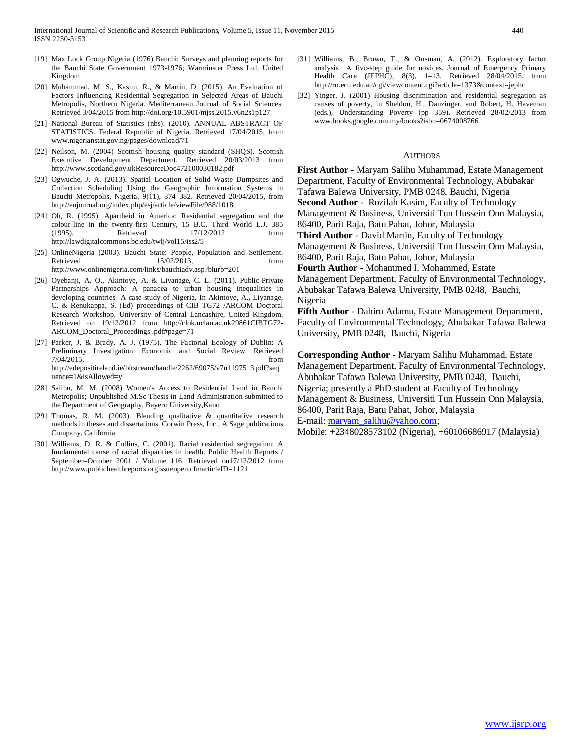[19] Max Lock Group Nigeria (1976) Bauchi: Surveys and planning reports for the Bauchi State Government 1973-1976; Warminster Press Ltd, United Kingdom

[20] Muhammad, M. S., Kasim, R., & Martin, D. (2015). An Evaluation of Factors Influencing Residential Segregation in Selected Areas of Bauchi Metropolis, Northern Nigeria. Mediterranean Journal of Social Sciences. Retrieved 3/04/2015 from http://doi.org/10.5901/mjss.2015.v6n2s1p127

[21] National Bureau of Statistics (nbs). (2010). ANNUAL ABSTRACT OF STATISTICS. Federal Republic of Nigeria. Retrieved 17/04/2015, from www.nigerianstat.gov.ng/pages/download/71

[22] Neilson, M. (2004) Scottish housing quality standard (SHQS). Scottish Executive Development Department. Retrieved 20/03/2013 from http://www.scotland.gov.ukResourceDoc472100030182.pdf

[23] Ogwuche, J. A. (2013). Spatial Location of Solid Waste Dumpsites and Collection Scheduling Using the Geographic Information Systems in Bauchi Metropolis, Nigeria, 9(11), 374–382. Retrieved 20/04/2015, from http://eujournal.org/index.php/esj/article/viewFile/988/1018

[24] Oh, R. (1995). Apartheid in America: Residential segregation and the colour-line in the twenty-first Century, 15 B.C. Third World L.J. 385 (1995). Retrieved 17/12/2012 from http://lawdigitalcommons.bc.edu/twlj/vol15/iss2/5

[25] OnlineNigeria (2003). Bauchi State: People, Population and Settlement. Retrieved 15/02/2013, from http://www.onlinenigeria.com/links/bauchiadv.asp?blurb=201

[26] Oyebanji, A. O., Akintoye, A. & Liyanage, C. L. (2011). Public-Private Partnerships Approach: A panacea to urban housing inequalities in developing countries- A case study of Nigeria. In Akintoye, A., Liyanage, C. & Renukappa, S. (Ed) proceedings of CIB TG72 /ARCOM Doctoral Research Workshop. University of Central Lancashire, United Kingdom. Retrieved on 19/12/2012 from http://clok.uclan.ac.uk29861CIBTG72-ARCOM_Doctoral_Proceedings .pdf#page=71

[27] Parker, J. & Brady. A. J. (1975). The Factorial Ecology of Dublin: A Preliminary Investigation. Economic and Social Review. Retrieved 7/04/2015, from http://edepositireland.ie/bitstream/handle/2262/69075/v7n11975_3.pdf?sequence=1&isAllowed=y

[28] Salihu, M. M. (2008) Women's Access to Residential Land in Bauchi Metropolis; Unpublished M.Sc Thesis in Land Administration submitted to the Department of Geography, Bayero University,Kano

[29] Thomas, R. M. (2003). Blending qualitative & quantitative research methods in theses and dissertations. Corwin Press, Inc., A Sage publications Company, California

[30] Williams, D. R. & Collins, C. (2001). Racial residential segregation: A fundamental cause of racial disparities in health. Public Health Reports / September–October 2001 / Volume 116. Retrieved on17/12/2012 from http://www.publichealthreports.orgissueopen.cfmarticleID=1121

[31] Williams, B., Brown, T., & Onsman, A. (2012). Exploratory factor analysis : A five-step guide for novices. Journal of Emergency Primary Health Care (JEPHC), 8(3), 1–13. Retrieved 28/04/2015, from http://ro.ecu.edu.au/cgi/viewcontent.cgi?article=1373&context=jephc

[32] Yinger, J. (2001) Housing discrimination and residential segregation as causes of poverty, in Sheldon, H., Danzinger, and Robert, H. Haveman (eds.), Understanding Poverty (pp 359). Retrieved 28/02/2013 from www.books.google.com.my/books?isbn=0674008766

## Authors

**First Author** - Maryam Salihu Muhammad, Estate Management Department, Faculty of Environmental Technology, Abubakar Tafawa Balewa University, PMB 0248, Bauchi, Nigeria

**Second Author** - Rozilah Kasim, Faculty of Technology Management & Business, Universiti Tun Hussein Onn Malaysia, 86400, Parit Raja, Batu Pahat, Johor, Malaysia

**Third Author** - David Martin, Faculty of Technology Management & Business, Universiti Tun Hussein Onn Malaysia, 86400, Parit Raja, Batu Pahat, Johor, Malaysia

**Fourth Author** - Mohammed I. Mohammed, Estate Management Department, Faculty of Environmental Technology, Abubakar Tafawa Balewa University, PMB 0248, Bauchi, Nigeria

**Fifth Author** - Dahiru Adamu, Estate Management Department, Faculty of Environmental Technology, Abubakar Tafawa Balewa University, PMB 0248, Bauchi, Nigeria

**Corresponding Author** - Maryam Salihu Muhammad, Estate Management Department, Faculty of Environmental Technology, Abubakar Tafawa Balewa University, PMB 0248, Bauchi, Nigeria; presently a PhD student at Faculty of Technology Management & Business, Universiti Tun Hussein Onn Malaysia, 86400, Parit Raja, Batu Pahat, Johor, Malaysia
E-mail: maryam_salihu@yahoo.com;
Mobile: +2348028573102 (Nigeria), +60106686917 (Malaysia)